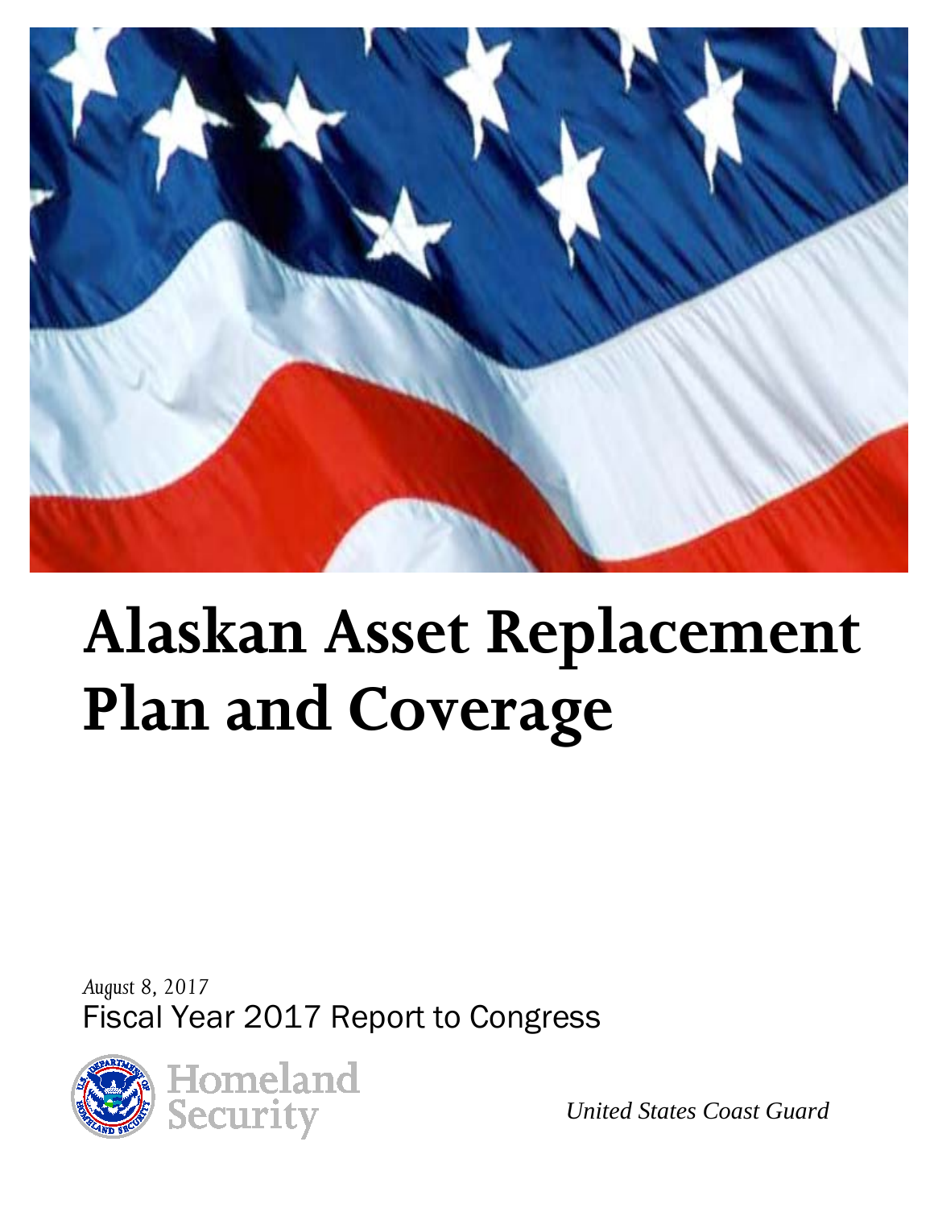# Alaskan Asset Replacement Plan and Coverage

*August 8, 2017*

Fiscal Year 2017 Report to Congress

Homeland Security

*United States Coast Guard*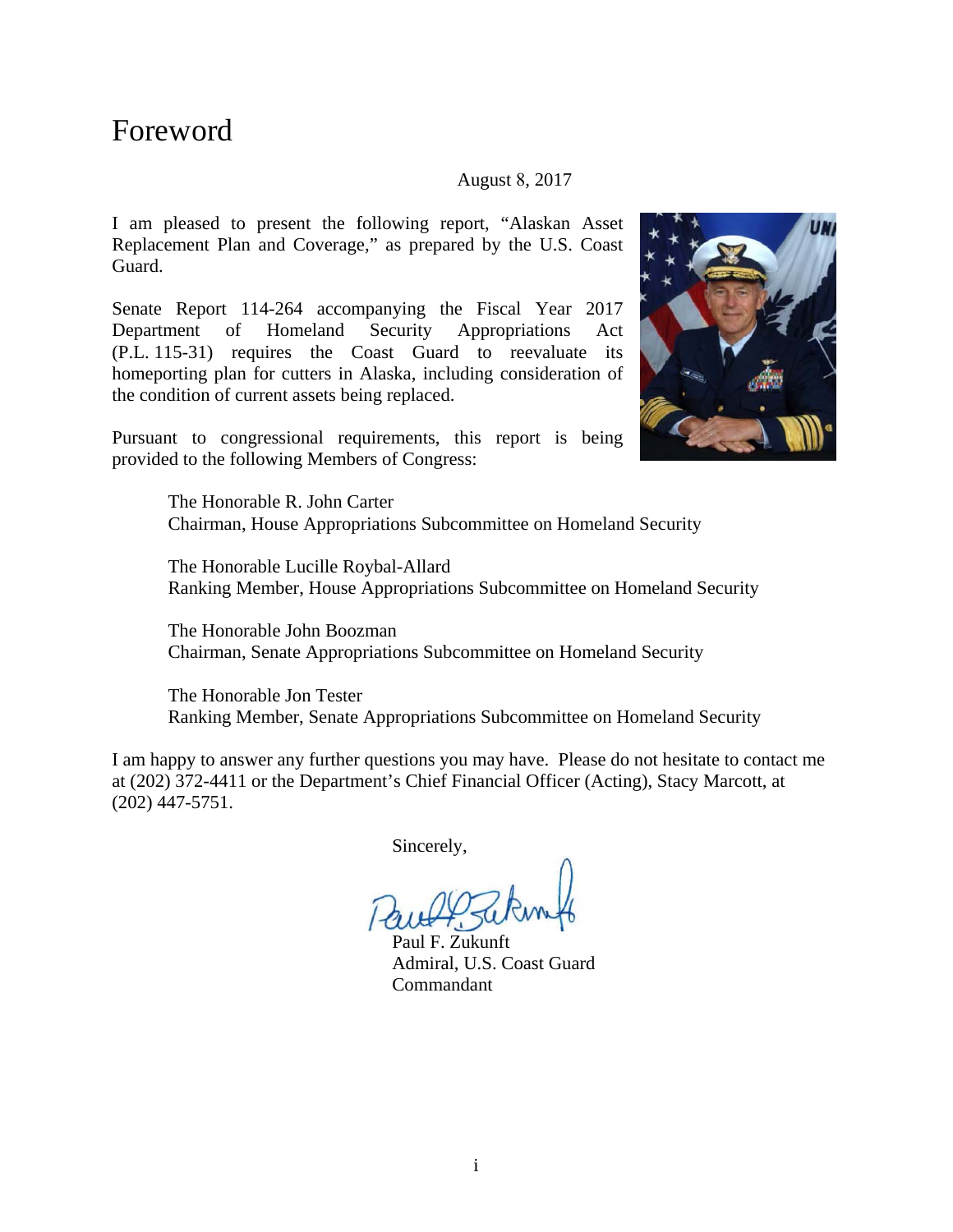# Foreword

August 8, 2017

I am pleased to present the following report, "Alaskan Asset Replacement Plan and Coverage," as prepared by the U.S. Coast Guard.

Senate Report 114-264 accompanying the Fiscal Year 2017 Department of Homeland Security Appropriations Act (P.L. 115-31) requires the Coast Guard to reevaluate its homeporting plan for cutters in Alaska, including consideration of the condition of current assets being replaced.

Pursuant to congressional requirements, this report is being provided to the following Members of Congress:

The Honorable R. John Carter
Chairman, House Appropriations Subcommittee on Homeland Security

The Honorable Lucille Roybal-Allard
Ranking Member, House Appropriations Subcommittee on Homeland Security

The Honorable John Boozman
Chairman, Senate Appropriations Subcommittee on Homeland Security

The Honorable Jon Tester
Ranking Member, Senate Appropriations Subcommittee on Homeland Security

I am happy to answer any further questions you may have. Please do not hesitate to contact me at (202) 372-4411 or the Department's Chief Financial Officer (Acting), Stacy Marcott, at (202) 447-5751.

Sincerely,

Paul F. Zukunft
Admiral, U.S. Coast Guard
Commandant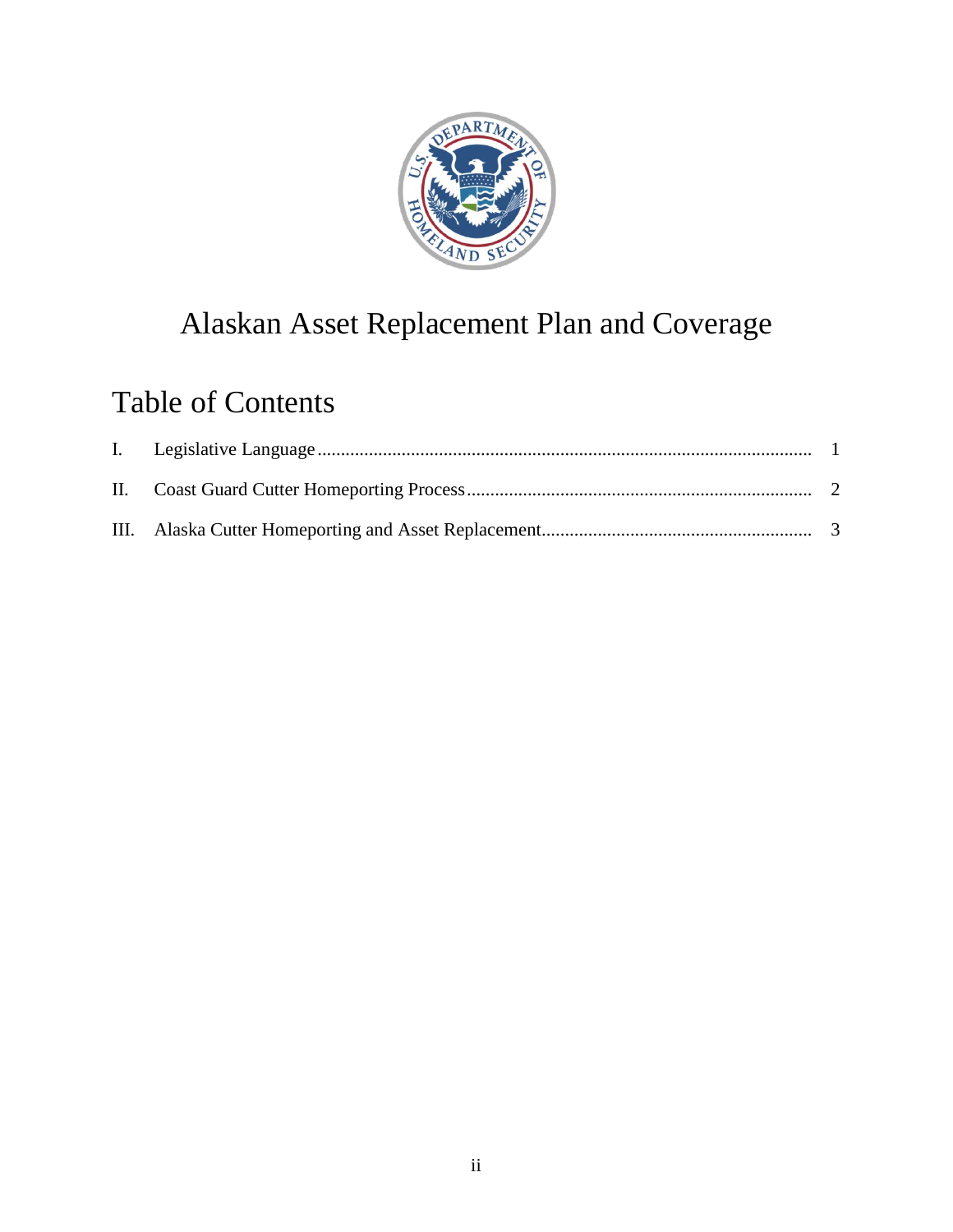# Alaskan Asset Replacement Plan and Coverage

## Table of Contents

| | | |
|---|---|---|
| I. | Legislative Language | 1 |
| II. | Coast Guard Cutter Homeporting Process | 2 |
| III. | Alaska Cutter Homeporting and Asset Replacement | 3 |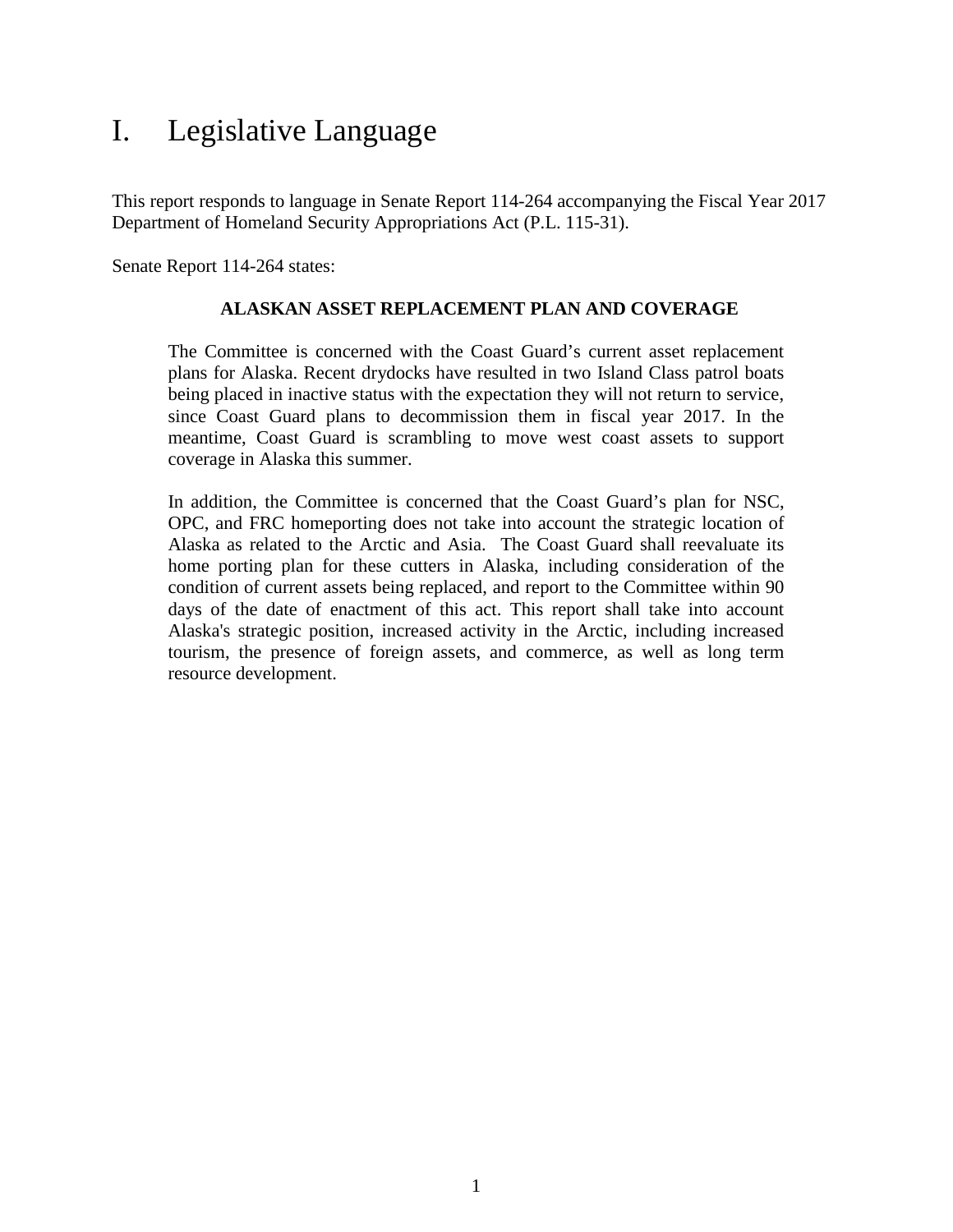# I. Legislative Language

This report responds to language in Senate Report 114-264 accompanying the Fiscal Year 2017 Department of Homeland Security Appropriations Act (P.L. 115-31).

Senate Report 114-264 states:

**ALASKAN ASSET REPLACEMENT PLAN AND COVERAGE**

> The Committee is concerned with the Coast Guard's current asset replacement plans for Alaska. Recent drydocks have resulted in two Island Class patrol boats being placed in inactive status with the expectation they will not return to service, since Coast Guard plans to decommission them in fiscal year 2017. In the meantime, Coast Guard is scrambling to move west coast assets to support coverage in Alaska this summer.
>
> In addition, the Committee is concerned that the Coast Guard's plan for NSC, OPC, and FRC homeporting does not take into account the strategic location of Alaska as related to the Arctic and Asia. The Coast Guard shall reevaluate its home porting plan for these cutters in Alaska, including consideration of the condition of current assets being replaced, and report to the Committee within 90 days of the date of enactment of this act. This report shall take into account Alaska's strategic position, increased activity in the Arctic, including increased tourism, the presence of foreign assets, and commerce, as well as long term resource development.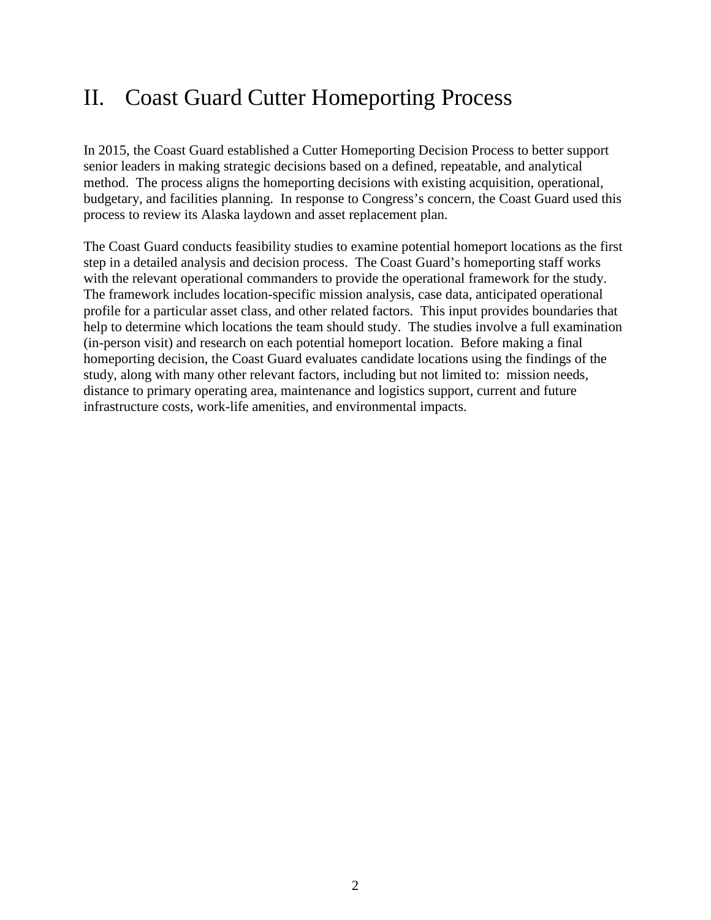# II. Coast Guard Cutter Homeporting Process

In 2015, the Coast Guard established a Cutter Homeporting Decision Process to better support senior leaders in making strategic decisions based on a defined, repeatable, and analytical method. The process aligns the homeporting decisions with existing acquisition, operational, budgetary, and facilities planning. In response to Congress's concern, the Coast Guard used this process to review its Alaska laydown and asset replacement plan.

The Coast Guard conducts feasibility studies to examine potential homeport locations as the first step in a detailed analysis and decision process. The Coast Guard's homeporting staff works with the relevant operational commanders to provide the operational framework for the study. The framework includes location-specific mission analysis, case data, anticipated operational profile for a particular asset class, and other related factors. This input provides boundaries that help to determine which locations the team should study. The studies involve a full examination (in-person visit) and research on each potential homeport location. Before making a final homeporting decision, the Coast Guard evaluates candidate locations using the findings of the study, along with many other relevant factors, including but not limited to: mission needs, distance to primary operating area, maintenance and logistics support, current and future infrastructure costs, work-life amenities, and environmental impacts.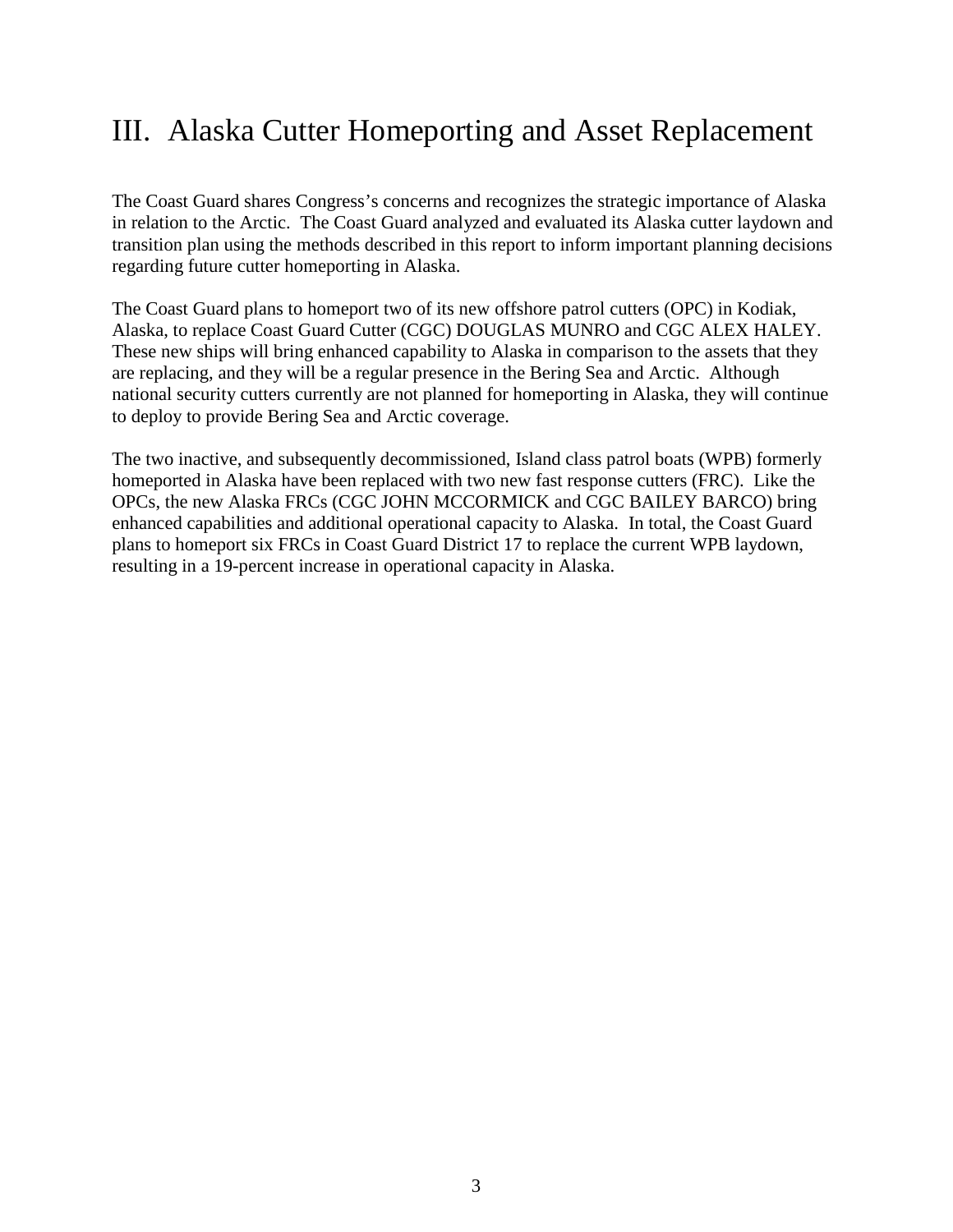# III. Alaska Cutter Homeporting and Asset Replacement

The Coast Guard shares Congress's concerns and recognizes the strategic importance of Alaska in relation to the Arctic. The Coast Guard analyzed and evaluated its Alaska cutter laydown and transition plan using the methods described in this report to inform important planning decisions regarding future cutter homeporting in Alaska.

The Coast Guard plans to homeport two of its new offshore patrol cutters (OPC) in Kodiak, Alaska, to replace Coast Guard Cutter (CGC) DOUGLAS MUNRO and CGC ALEX HALEY. These new ships will bring enhanced capability to Alaska in comparison to the assets that they are replacing, and they will be a regular presence in the Bering Sea and Arctic. Although national security cutters currently are not planned for homeporting in Alaska, they will continue to deploy to provide Bering Sea and Arctic coverage.

The two inactive, and subsequently decommissioned, Island class patrol boats (WPB) formerly homeported in Alaska have been replaced with two new fast response cutters (FRC). Like the OPCs, the new Alaska FRCs (CGC JOHN MCCORMICK and CGC BAILEY BARCO) bring enhanced capabilities and additional operational capacity to Alaska. In total, the Coast Guard plans to homeport six FRCs in Coast Guard District 17 to replace the current WPB laydown, resulting in a 19-percent increase in operational capacity in Alaska.